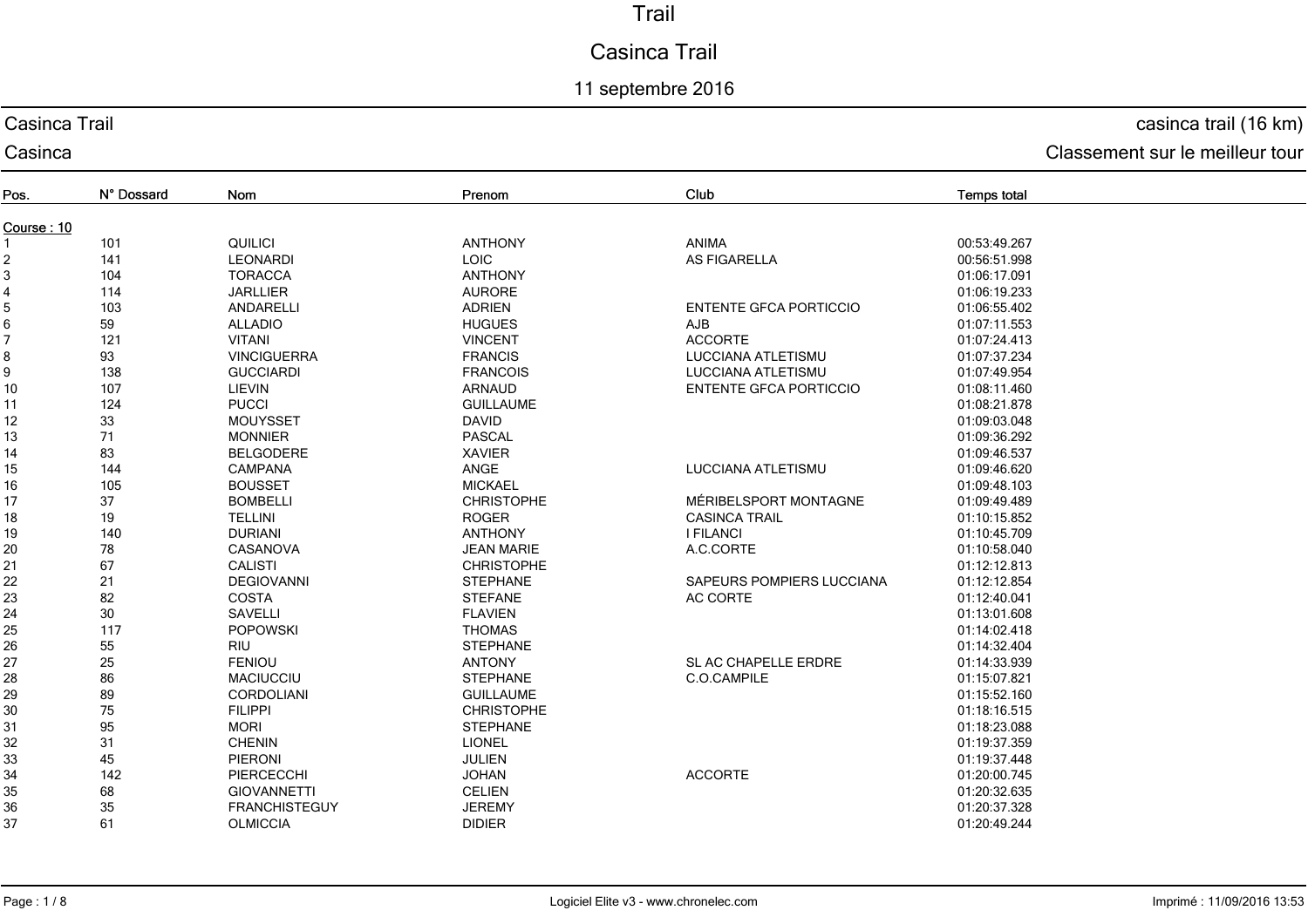# Trail

## Casinca Trail

### 11 septembre 2016

Casinca Trail — casinca trail (16 km)

Casinca — Classement sur le meilleur tour

| Pos. | N° Dossard | Nom | Prenom | Club | Temps total |
|---|---|---|---|---|---|
| Course : 10 | | | | | |
| 1 | 101 | QUILICI | ANTHONY | ANIMA | 00:53:49.267 |
| 2 | 141 | LEONARDI | LOIC | AS FIGARELLA | 00:56:51.998 |
| 3 | 104 | TORACCA | ANTHONY | | 01:06:17.091 |
| 4 | 114 | JARLLIER | AURORE | | 01:06:19.233 |
| 5 | 103 | ANDARELLI | ADRIEN | ENTENTE GFCA PORTICCIO | 01:06:55.402 |
| 6 | 59 | ALLADIO | HUGUES | AJB | 01:07:11.553 |
| 7 | 121 | VITANI | VINCENT | ACCORTE | 01:07:24.413 |
| 8 | 93 | VINCIGUERRA | FRANCIS | LUCCIANA ATLETISMU | 01:07:37.234 |
| 9 | 138 | GUCCIARDI | FRANCOIS | LUCCIANA ATLETISMU | 01:07:49.954 |
| 10 | 107 | LIEVIN | ARNAUD | ENTENTE GFCA PORTICCIO | 01:08:11.460 |
| 11 | 124 | PUCCI | GUILLAUME | | 01:08:21.878 |
| 12 | 33 | MOUYSSET | DAVID | | 01:09:03.048 |
| 13 | 71 | MONNIER | PASCAL | | 01:09:36.292 |
| 14 | 83 | BELGODERE | XAVIER | | 01:09:46.537 |
| 15 | 144 | CAMPANA | ANGE | LUCCIANA ATLETISMU | 01:09:46.620 |
| 16 | 105 | BOUSSET | MICKAEL | | 01:09:48.103 |
| 17 | 37 | BOMBELLI | CHRISTOPHE | MÉRIBELSPORT MONTAGNE | 01:09:49.489 |
| 18 | 19 | TELLINI | ROGER | CASINCA TRAIL | 01:10:15.852 |
| 19 | 140 | DURIANI | ANTHONY | I FILANCI | 01:10:45.709 |
| 20 | 78 | CASANOVA | JEAN MARIE | A.C.CORTE | 01:10:58.040 |
| 21 | 67 | CALISTI | CHRISTOPHE | | 01:12:12.813 |
| 22 | 21 | DEGIOVANNI | STEPHANE | SAPEURS POMPIERS LUCCIANA | 01:12:12.854 |
| 23 | 82 | COSTA | STEFANE | AC CORTE | 01:12:40.041 |
| 24 | 30 | SAVELLI | FLAVIEN | | 01:13:01.608 |
| 25 | 117 | POPOWSKI | THOMAS | | 01:14:02.418 |
| 26 | 55 | RIU | STEPHANE | | 01:14:32.404 |
| 27 | 25 | FENIOU | ANTONY | SL AC CHAPELLE ERDRE | 01:14:33.939 |
| 28 | 86 | MACIUCCIU | STEPHANE | C.O.CAMPILE | 01:15:07.821 |
| 29 | 89 | CORDOLIANI | GUILLAUME | | 01:15:52.160 |
| 30 | 75 | FILIPPI | CHRISTOPHE | | 01:18:16.515 |
| 31 | 95 | MORI | STEPHANE | | 01:18:23.088 |
| 32 | 31 | CHENIN | LIONEL | | 01:19:37.359 |
| 33 | 45 | PIERONI | JULIEN | | 01:19:37.448 |
| 34 | 142 | PIERCECCHI | JOHAN | ACCORTE | 01:20:00.745 |
| 35 | 68 | GIOVANNETTI | CELIEN | | 01:20:32.635 |
| 36 | 35 | FRANCHISTEGUY | JEREMY | | 01:20:37.328 |
| 37 | 61 | OLMICCIA | DIDIER | | 01:20:49.244 |

Logiciel Elite v3 - www.chronelec.com

Imprimé : 11/09/2016 13:53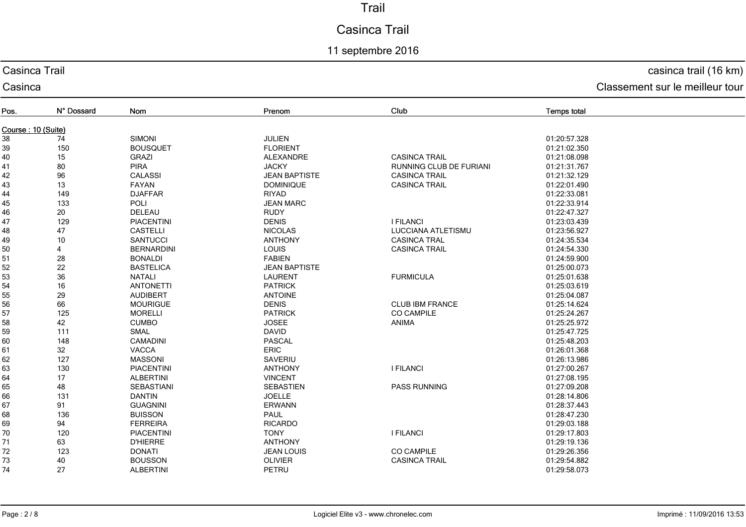# Trail

## Casinca Trail

11 septembre 2016

Casinca Trail — casinca trail (16 km)

Casinca — Classement sur le meilleur tour

| Pos. | N° Dossard | Nom | Prenom | Club | Temps total |
|---|---|---|---|---|---|
| **Course : 10 (Suite)** | | | | | |
| 38 | 74 | SIMONI | JULIEN | | 01:20:57.328 |
| 39 | 150 | BOUSQUET | FLORIENT | | 01:21:02.350 |
| 40 | 15 | GRAZI | ALEXANDRE | CASINCA TRAIL | 01:21:08.098 |
| 41 | 80 | PIRA | JACKY | RUNNING CLUB DE FURIANI | 01:21:31.767 |
| 42 | 96 | CALASSI | JEAN BAPTISTE | CASINCA TRAIL | 01:21:32.129 |
| 43 | 13 | FAYAN | DOMINIQUE | CASINCA TRAIL | 01:22:01.490 |
| 44 | 149 | DJAFFAR | RIYAD | | 01:22:33.081 |
| 45 | 133 | POLI | JEAN MARC | | 01:22:33.914 |
| 46 | 20 | DELEAU | RUDY | | 01:22:47.327 |
| 47 | 129 | PIACENTINI | DENIS | I FILANCI | 01:23:03.439 |
| 48 | 47 | CASTELLI | NICOLAS | LUCCIANA ATLETISMU | 01:23:56.927 |
| 49 | 10 | SANTUCCI | ANTHONY | CASINCA TRAL | 01:24:35.534 |
| 50 | 4 | BERNARDINI | LOUIS | CASINCA TRAIL | 01:24:54.330 |
| 51 | 28 | BONALDI | FABIEN | | 01:24:59.900 |
| 52 | 22 | BASTELICA | JEAN BAPTISTE | | 01:25:00.073 |
| 53 | 36 | NATALI | LAURENT | FURMICULA | 01:25:01.638 |
| 54 | 16 | ANTONETTI | PATRICK | | 01:25:03.619 |
| 55 | 29 | AUDIBERT | ANTOINE | | 01:25:04.087 |
| 56 | 66 | MOURIGUE | DENIS | CLUB IBM FRANCE | 01:25:14.624 |
| 57 | 125 | MORELLI | PATRICK | CO CAMPILE | 01:25:24.267 |
| 58 | 42 | CUMBO | JOSEE | ANIMA | 01:25:25.972 |
| 59 | 111 | SMAL | DAVID | | 01:25:47.725 |
| 60 | 148 | CAMADINI | PASCAL | | 01:25:48.203 |
| 61 | 32 | VACCA | ERIC | | 01:26:01.368 |
| 62 | 127 | MASSONI | SAVERIU | | 01:26:13.986 |
| 63 | 130 | PIACENTINI | ANTHONY | I FILANCI | 01:27:00.267 |
| 64 | 17 | ALBERTINI | VINCENT | | 01:27:08.195 |
| 65 | 48 | SEBASTIANI | SEBASTIEN | PASS RUNNING | 01:27:09.208 |
| 66 | 131 | DANTIN | JOELLE | | 01:28:14.806 |
| 67 | 91 | GUAGNINI | ERWANN | | 01:28:37.443 |
| 68 | 136 | BUISSON | PAUL | | 01:28:47.230 |
| 69 | 94 | FERREIRA | RICARDO | | 01:29:03.188 |
| 70 | 120 | PIACENTINI | TONY | I FILANCI | 01:29:17.803 |
| 71 | 63 | D'HIERRE | ANTHONY | | 01:29:19.136 |
| 72 | 123 | DONATI | JEAN LOUIS | CO CAMPILE | 01:29:26.356 |
| 73 | 40 | BOUSSON | OLIVIER | CASINCA TRAIL | 01:29:54.882 |
| 74 | 27 | ALBERTINI | PETRU | | 01:29:58.073 |

Logiciel Elite v3 - www.chronelec.com — Imprimé : 11/09/2016 13:53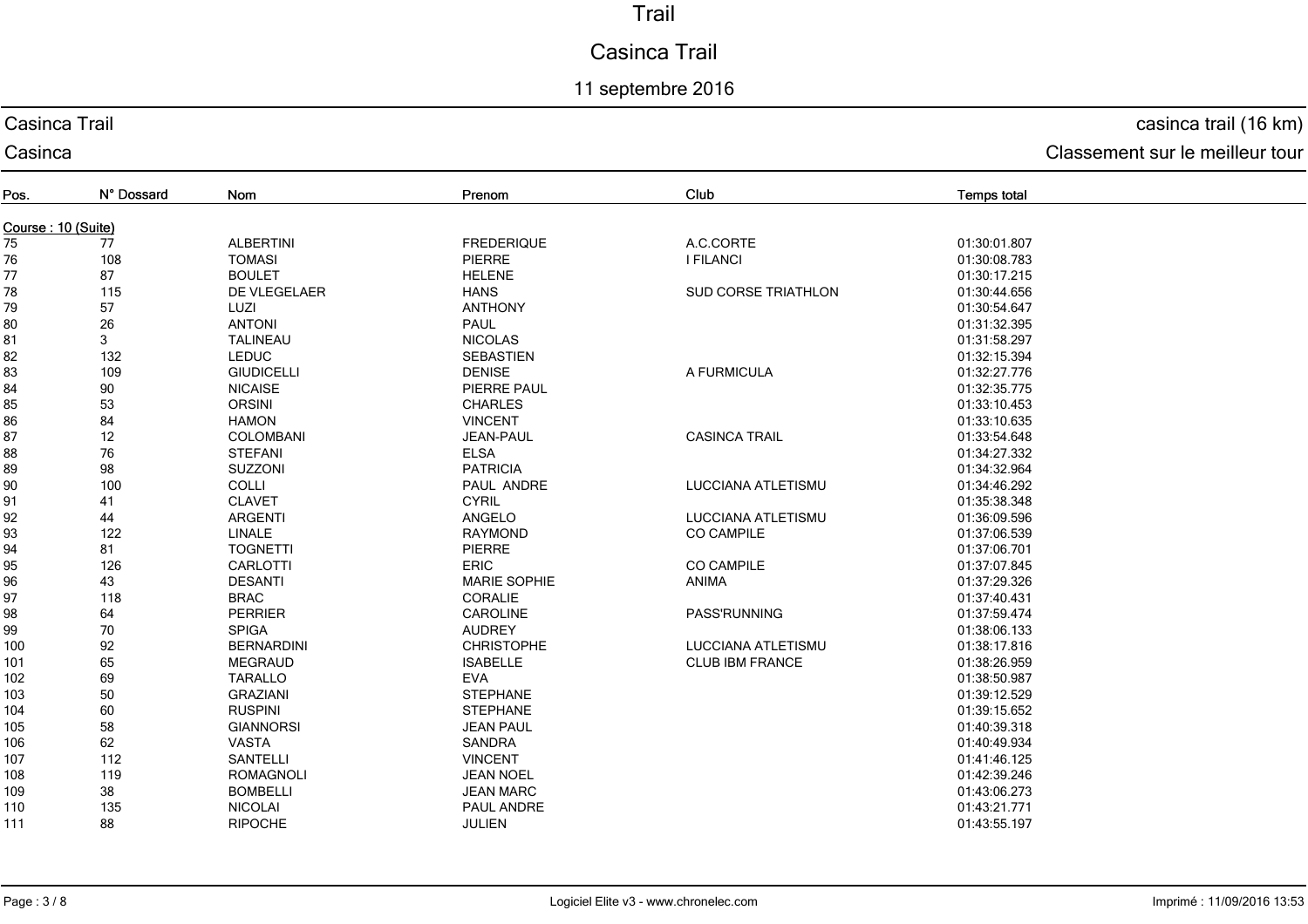# Trail

## Casinca Trail

11 septembre 2016

Casinca Trail — casinca trail (16 km)

Casinca — Classement sur le meilleur tour

| Pos. | N° Dossard | Nom | Prenom | Club | Temps total |
|---|---|---|---|---|---|
| **Course : 10 (Suite)** | | | | | |
| 75 | 77 | ALBERTINI | FREDERIQUE | A.C.CORTE | 01:30:01.807 |
| 76 | 108 | TOMASI | PIERRE | I FILANCI | 01:30:08.783 |
| 77 | 87 | BOULET | HELENE | | 01:30:17.215 |
| 78 | 115 | DE VLEGELAER | HANS | SUD CORSE TRIATHLON | 01:30:44.656 |
| 79 | 57 | LUZI | ANTHONY | | 01:30:54.647 |
| 80 | 26 | ANTONI | PAUL | | 01:31:32.395 |
| 81 | 3 | TALINEAU | NICOLAS | | 01:31:58.297 |
| 82 | 132 | LEDUC | SEBASTIEN | | 01:32:15.394 |
| 83 | 109 | GIUDICELLI | DENISE | A FURMICULA | 01:32:27.776 |
| 84 | 90 | NICAISE | PIERRE PAUL | | 01:32:35.775 |
| 85 | 53 | ORSINI | CHARLES | | 01:33:10.453 |
| 86 | 84 | HAMON | VINCENT | | 01:33:10.635 |
| 87 | 12 | COLOMBANI | JEAN-PAUL | CASINCA TRAIL | 01:33:54.648 |
| 88 | 76 | STEFANI | ELSA | | 01:34:27.332 |
| 89 | 98 | SUZZONI | PATRICIA | | 01:34:32.964 |
| 90 | 100 | COLLI | PAUL ANDRE | LUCCIANA ATLETISMU | 01:34:46.292 |
| 91 | 41 | CLAVET | CYRIL | | 01:35:38.348 |
| 92 | 44 | ARGENTI | ANGELO | LUCCIANA ATLETISMU | 01:36:09.596 |
| 93 | 122 | LINALE | RAYMOND | CO CAMPILE | 01:37:06.539 |
| 94 | 81 | TOGNETTI | PIERRE | | 01:37:06.701 |
| 95 | 126 | CARLOTTI | ERIC | CO CAMPILE | 01:37:07.845 |
| 96 | 43 | DESANTI | MARIE SOPHIE | ANIMA | 01:37:29.326 |
| 97 | 118 | BRAC | CORALIE | | 01:37:40.431 |
| 98 | 64 | PERRIER | CAROLINE | PASS'RUNNING | 01:37:59.474 |
| 99 | 70 | SPIGA | AUDREY | | 01:38:06.133 |
| 100 | 92 | BERNARDINI | CHRISTOPHE | LUCCIANA ATLETISMU | 01:38:17.816 |
| 101 | 65 | MEGRAUD | ISABELLE | CLUB IBM FRANCE | 01:38:26.959 |
| 102 | 69 | TARALLO | EVA | | 01:38:50.987 |
| 103 | 50 | GRAZIANI | STEPHANE | | 01:39:12.529 |
| 104 | 60 | RUSPINI | STEPHANE | | 01:39:15.652 |
| 105 | 58 | GIANNORSI | JEAN PAUL | | 01:40:39.318 |
| 106 | 62 | VASTA | SANDRA | | 01:40:49.934 |
| 107 | 112 | SANTELLI | VINCENT | | 01:41:46.125 |
| 108 | 119 | ROMAGNOLI | JEAN NOEL | | 01:42:39.246 |
| 109 | 38 | BOMBELLI | JEAN MARC | | 01:43:06.273 |
| 110 | 135 | NICOLAI | PAUL ANDRE | | 01:43:21.771 |
| 111 | 88 | RIPOCHE | JULIEN | | 01:43:55.197 |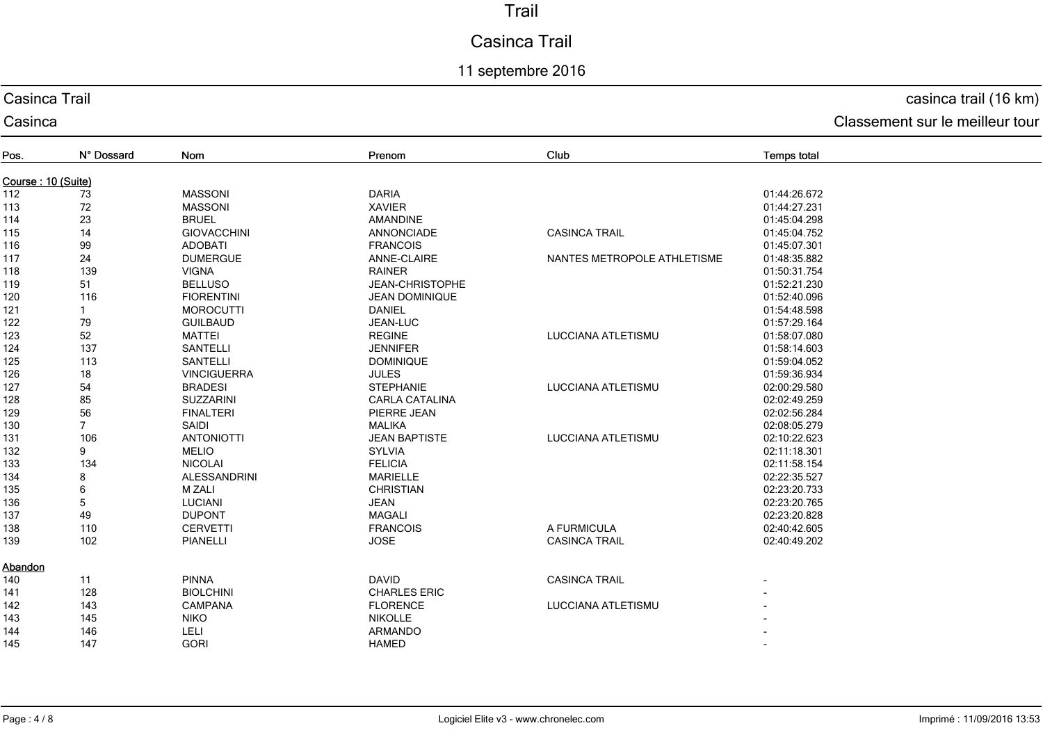# Trail

## Casinca Trail

11 septembre 2016

**Casinca Trail** — casinca trail (16 km)

**Casinca** — Classement sur le meilleur tour

| Pos. | N° Dossard | Nom | Prenom | Club | Temps total |
|---|---|---|---|---|---|
| **Course : 10 (Suite)** | | | | | |
| 112 | 73 | MASSONI | DARIA | | 01:44:26.672 |
| 113 | 72 | MASSONI | XAVIER | | 01:44:27.231 |
| 114 | 23 | BRUEL | AMANDINE | | 01:45:04.298 |
| 115 | 14 | GIOVACCHINI | ANNONCIADE | CASINCA TRAIL | 01:45:04.752 |
| 116 | 99 | ADOBATI | FRANCOIS | | 01:45:07.301 |
| 117 | 24 | DUMERGUE | ANNE-CLAIRE | NANTES METROPOLE ATHLETISME | 01:48:35.882 |
| 118 | 139 | VIGNA | RAINER | | 01:50:31.754 |
| 119 | 51 | BELLUSO | JEAN-CHRISTOPHE | | 01:52:21.230 |
| 120 | 116 | FIORENTINI | JEAN DOMINIQUE | | 01:52:40.096 |
| 121 | 1 | MOROCUTTI | DANIEL | | 01:54:48.598 |
| 122 | 79 | GUILBAUD | JEAN-LUC | | 01:57:29.164 |
| 123 | 52 | MATTEI | REGINE | LUCCIANA ATLETISMU | 01:58:07.080 |
| 124 | 137 | SANTELLI | JENNIFER | | 01:58:14.603 |
| 125 | 113 | SANTELLI | DOMINIQUE | | 01:59:04.052 |
| 126 | 18 | VINCIGUERRA | JULES | | 01:59:36.934 |
| 127 | 54 | BRADESI | STEPHANIE | LUCCIANA ATLETISMU | 02:00:29.580 |
| 128 | 85 | SUZZARINI | CARLA CATALINA | | 02:02:49.259 |
| 129 | 56 | FINALTERI | PIERRE JEAN | | 02:02:56.284 |
| 130 | 7 | SAIDI | MALIKA | | 02:08:05.279 |
| 131 | 106 | ANTONIOTTI | JEAN BAPTISTE | LUCCIANA ATLETISMU | 02:10:22.623 |
| 132 | 9 | MELIO | SYLVIA | | 02:11:18.301 |
| 133 | 134 | NICOLAI | FELICIA | | 02:11:58.154 |
| 134 | 8 | ALESSANDRINI | MARIELLE | | 02:22:35.527 |
| 135 | 6 | M ZALI | CHRISTIAN | | 02:23:20.733 |
| 136 | 5 | LUCIANI | JEAN | | 02:23:20.765 |
| 137 | 49 | DUPONT | MAGALI | | 02:23:20.828 |
| 138 | 110 | CERVETTI | FRANCOIS | A FURMICULA | 02:40:42.605 |
| 139 | 102 | PIANELLI | JOSE | CASINCA TRAIL | 02:40:49.202 |
| **Abandon** | | | | | |
| 140 | 11 | PINNA | DAVID | CASINCA TRAIL | - |
| 141 | 128 | BIOLCHINI | CHARLES ERIC | | - |
| 142 | 143 | CAMPANA | FLORENCE | LUCCIANA ATLETISMU | - |
| 143 | 145 | NIKO | NIKOLLE | | - |
| 144 | 146 | LELI | ARMANDO | | - |
| 145 | 147 | GORI | HAMED | | - |

Logiciel Elite v3 - www.chronelec.com — Imprimé : 11/09/2016 13:53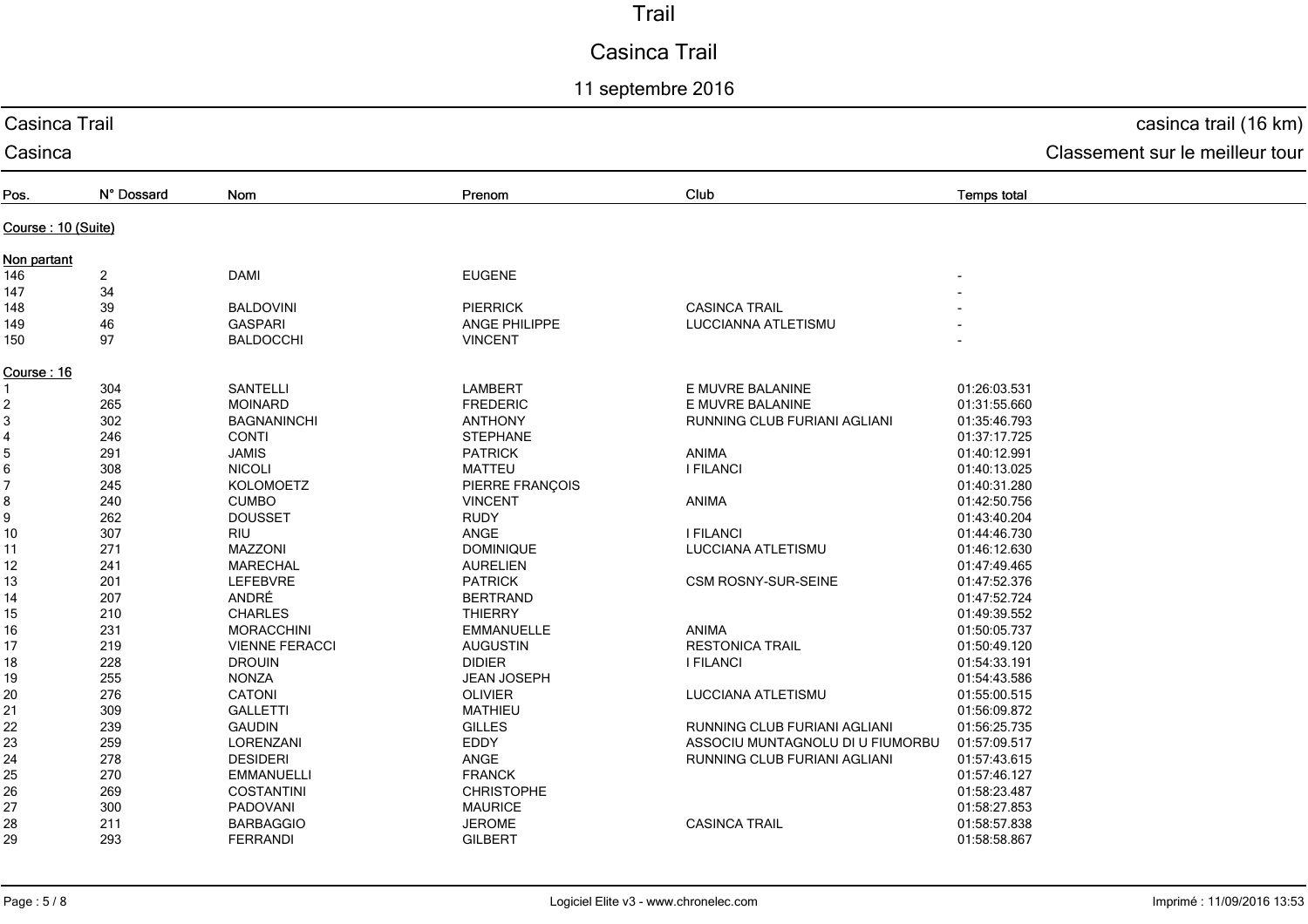# Trail

## Casinca Trail

11 septembre 2016

Casinca Trail — casinca trail (16 km)

Casinca — Classement sur le meilleur tour

| Pos. | N° Dossard | Nom | Prenom | Club | Temps total |
|---|---|---|---|---|---|
| **Course : 10 (Suite)** | | | | | |
| **Non partant** | | | | | |
| 146 | 2 | DAMI | EUGENE | | - |
| 147 | 34 | | | | - |
| 148 | 39 | BALDOVINI | PIERRICK | CASINCA TRAIL | - |
| 149 | 46 | GASPARI | ANGE PHILIPPE | LUCCIANNA ATLETISMU | - |
| 150 | 97 | BALDOCCHI | VINCENT | | - |
| **Course : 16** | | | | | |
| 1 | 304 | SANTELLI | LAMBERT | E MUVRE BALANINE | 01:26:03.531 |
| 2 | 265 | MOINARD | FREDERIC | E MUVRE BALANINE | 01:31:55.660 |
| 3 | 302 | BAGNANINCHI | ANTHONY | RUNNING CLUB FURIANI AGLIANI | 01:35:46.793 |
| 4 | 246 | CONTI | STEPHANE | | 01:37:17.725 |
| 5 | 291 | JAMIS | PATRICK | ANIMA | 01:40:12.991 |
| 6 | 308 | NICOLI | MATTEU | I FILANCI | 01:40:13.025 |
| 7 | 245 | KOLOMOETZ | PIERRE FRANÇOIS | | 01:40:31.280 |
| 8 | 240 | CUMBO | VINCENT | ANIMA | 01:42:50.756 |
| 9 | 262 | DOUSSET | RUDY | | 01:43:40.204 |
| 10 | 307 | RIU | ANGE | I FILANCI | 01:44:46.730 |
| 11 | 271 | MAZZONI | DOMINIQUE | LUCCIANA ATLETISMU | 01:46:12.630 |
| 12 | 241 | MARECHAL | AURELIEN | | 01:47:49.465 |
| 13 | 201 | LEFEBVRE | PATRICK | CSM ROSNY-SUR-SEINE | 01:47:52.376 |
| 14 | 207 | ANDRÉ | BERTRAND | | 01:47:52.724 |
| 15 | 210 | CHARLES | THIERRY | | 01:49:39.552 |
| 16 | 231 | MORACCHINI | EMMANUELLE | ANIMA | 01:50:05.737 |
| 17 | 219 | VIENNE FERACCI | AUGUSTIN | RESTONICA TRAIL | 01:50:49.120 |
| 18 | 228 | DROUIN | DIDIER | I FILANCI | 01:54:33.191 |
| 19 | 255 | NONZA | JEAN JOSEPH | | 01:54:43.586 |
| 20 | 276 | CATONI | OLIVIER | LUCCIANA ATLETISMU | 01:55:00.515 |
| 21 | 309 | GALLETTI | MATHIEU | | 01:56:09.872 |
| 22 | 239 | GAUDIN | GILLES | RUNNING CLUB FURIANI AGLIANI | 01:56:25.735 |
| 23 | 259 | LORENZANI | EDDY | ASSOCIU MUNTAGNOLU DI U FIUMORBU | 01:57:09.517 |
| 24 | 278 | DESIDERI | ANGE | RUNNING CLUB FURIANI AGLIANI | 01:57:43.615 |
| 25 | 270 | EMMANUELLI | FRANCK | | 01:57:46.127 |
| 26 | 269 | COSTANTINI | CHRISTOPHE | | 01:58:23.487 |
| 27 | 300 | PADOVANI | MAURICE | | 01:58:27.853 |
| 28 | 211 | BARBAGGIO | JEROME | CASINCA TRAIL | 01:58:57.838 |
| 29 | 293 | FERRANDI | GILBERT | | 01:58:58.867 |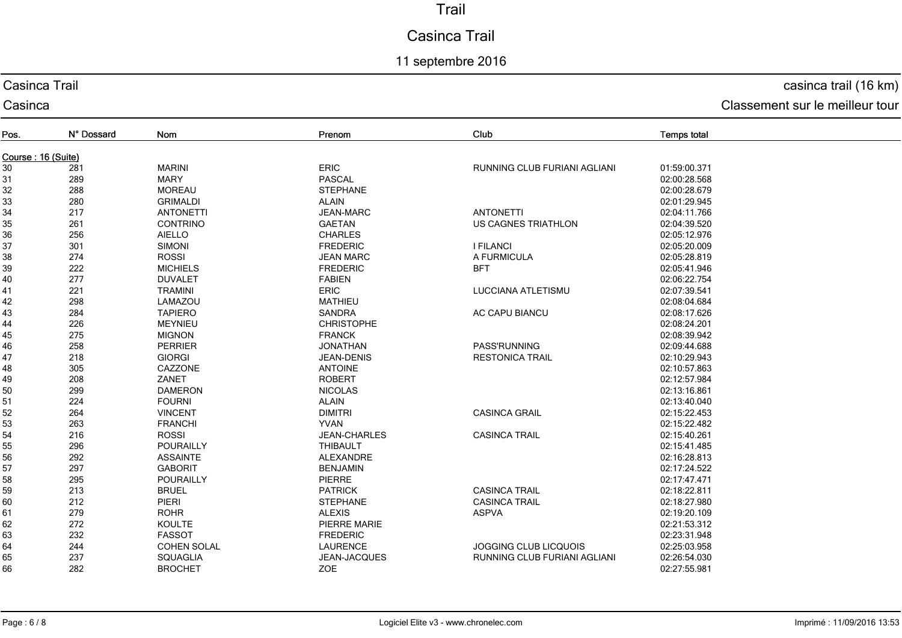# Trail

## Casinca Trail

11 septembre 2016

Casinca Trail — casinca trail (16 km)

Casinca — Classement sur le meilleur tour

| Pos. | N° Dossard | Nom | Prenom | Club | Temps total |
|---|---|---|---|---|---|
| **Course : 16 (Suite)** | | | | | |
| 30 | 281 | MARINI | ERIC | RUNNING CLUB FURIANI AGLIANI | 01:59:00.371 |
| 31 | 289 | MARY | PASCAL | | 02:00:28.568 |
| 32 | 288 | MOREAU | STEPHANE | | 02:00:28.679 |
| 33 | 280 | GRIMALDI | ALAIN | | 02:01:29.945 |
| 34 | 217 | ANTONETTI | JEAN-MARC | ANTONETTI | 02:04:11.766 |
| 35 | 261 | CONTRINO | GAETAN | US CAGNES TRIATHLON | 02:04:39.520 |
| 36 | 256 | AIELLO | CHARLES | | 02:05:12.976 |
| 37 | 301 | SIMONI | FREDERIC | I FILANCI | 02:05:20.009 |
| 38 | 274 | ROSSI | JEAN MARC | A FURMICULA | 02:05:28.819 |
| 39 | 222 | MICHIELS | FREDERIC | BFT | 02:05:41.946 |
| 40 | 277 | DUVALET | FABIEN | | 02:06:22.754 |
| 41 | 221 | TRAMINI | ERIC | LUCCIANA ATLETISMU | 02:07:39.541 |
| 42 | 298 | LAMAZOU | MATHIEU | | 02:08:04.684 |
| 43 | 284 | TAPIERO | SANDRA | AC CAPU BIANCU | 02:08:17.626 |
| 44 | 226 | MEYNIEU | CHRISTOPHE | | 02:08:24.201 |
| 45 | 275 | MIGNON | FRANCK | | 02:08:39.942 |
| 46 | 258 | PERRIER | JONATHAN | PASS'RUNNING | 02:09:44.688 |
| 47 | 218 | GIORGI | JEAN-DENIS | RESTONICA TRAIL | 02:10:29.943 |
| 48 | 305 | CAZZONE | ANTOINE | | 02:10:57.863 |
| 49 | 208 | ZANET | ROBERT | | 02:12:57.984 |
| 50 | 299 | DAMERON | NICOLAS | | 02:13:16.861 |
| 51 | 224 | FOURNI | ALAIN | | 02:13:40.040 |
| 52 | 264 | VINCENT | DIMITRI | CASINCA GRAIL | 02:15:22.453 |
| 53 | 263 | FRANCHI | YVAN | | 02:15:22.482 |
| 54 | 216 | ROSSI | JEAN-CHARLES | CASINCA TRAIL | 02:15:40.261 |
| 55 | 296 | POURAILLY | THIBAULT | | 02:15:41.485 |
| 56 | 292 | ASSAINTE | ALEXANDRE | | 02:16:28.813 |
| 57 | 297 | GABORIT | BENJAMIN | | 02:17:24.522 |
| 58 | 295 | POURAILLY | PIERRE | | 02:17:47.471 |
| 59 | 213 | BRUEL | PATRICK | CASINCA TRAIL | 02:18:22.811 |
| 60 | 212 | PIERI | STEPHANE | CASINCA TRAIL | 02:18:27.980 |
| 61 | 279 | ROHR | ALEXIS | ASPVA | 02:19:20.109 |
| 62 | 272 | KOULTE | PIERRE MARIE | | 02:21:53.312 |
| 63 | 232 | FASSOT | FREDERIC | | 02:23:31.948 |
| 64 | 244 | COHEN SOLAL | LAURENCE | JOGGING CLUB LICQUOIS | 02:25:03.958 |
| 65 | 237 | SQUAGLIA | JEAN-JACQUES | RUNNING CLUB FURIANI AGLIANI | 02:26:54.030 |
| 66 | 282 | BROCHET | ZOE | | 02:27:55.981 |

Logiciel Elite v3 - www.chronelec.com — Imprimé : 11/09/2016 13:53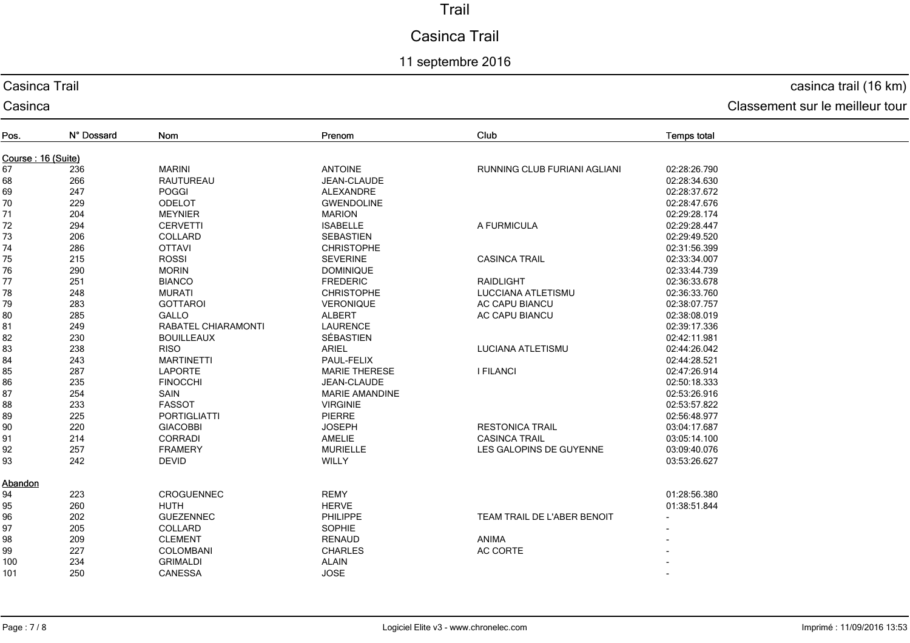# Trail

## Casinca Trail

11 septembre 2016

Casinca Trail — casinca trail (16 km)

Casinca — Classement sur le meilleur tour

| Pos. | N° Dossard | Nom | Prenom | Club | Temps total |
|---|---|---|---|---|---|
| **Course : 16 (Suite)** | | | | | |
| 67 | 236 | MARINI | ANTOINE | RUNNING CLUB FURIANI AGLIANI | 02:28:26.790 |
| 68 | 266 | RAUTUREAU | JEAN-CLAUDE | | 02:28:34.630 |
| 69 | 247 | POGGI | ALEXANDRE | | 02:28:37.672 |
| 70 | 229 | ODELOT | GWENDOLINE | | 02:28:47.676 |
| 71 | 204 | MEYNIER | MARION | | 02:29:28.174 |
| 72 | 294 | CERVETTI | ISABELLE | A FURMICULA | 02:29:28.447 |
| 73 | 206 | COLLARD | SEBASTIEN | | 02:29:49.520 |
| 74 | 286 | OTTAVI | CHRISTOPHE | | 02:31:56.399 |
| 75 | 215 | ROSSI | SEVERINE | CASINCA TRAIL | 02:33:34.007 |
| 76 | 290 | MORIN | DOMINIQUE | | 02:33:44.739 |
| 77 | 251 | BIANCO | FREDERIC | RAIDLIGHT | 02:36:33.678 |
| 78 | 248 | MURATI | CHRISTOPHE | LUCCIANA ATLETISMU | 02:36:33.760 |
| 79 | 283 | GOTTAROI | VERONIQUE | AC CAPU BIANCU | 02:38:07.757 |
| 80 | 285 | GALLO | ALBERT | AC CAPU BIANCU | 02:38:08.019 |
| 81 | 249 | RABATEL CHIARAMONTI | LAURENCE | | 02:39:17.336 |
| 82 | 230 | BOUILLEAUX | SÉBASTIEN | | 02:42:11.981 |
| 83 | 238 | RISO | ARIEL | LUCIANA ATLETISMU | 02:44:26.042 |
| 84 | 243 | MARTINETTI | PAUL-FELIX | | 02:44:28.521 |
| 85 | 287 | LAPORTE | MARIE THERESE | I FILANCI | 02:47:26.914 |
| 86 | 235 | FINOCCHI | JEAN-CLAUDE | | 02:50:18.333 |
| 87 | 254 | SAIN | MARIE AMANDINE | | 02:53:26.916 |
| 88 | 233 | FASSOT | VIRGINIE | | 02:53:57.822 |
| 89 | 225 | PORTIGLIATTI | PIERRE | | 02:56:48.977 |
| 90 | 220 | GIACOBBI | JOSEPH | RESTONICA TRAIL | 03:04:17.687 |
| 91 | 214 | CORRADI | AMELIE | CASINCA TRAIL | 03:05:14.100 |
| 92 | 257 | FRAMERY | MURIELLE | LES GALOPINS DE GUYENNE | 03:09:40.076 |
| 93 | 242 | DEVID | WILLY | | 03:53:26.627 |
| **Abandon** | | | | | |
| 94 | 223 | CROGUENNEC | REMY | | 01:28:56.380 |
| 95 | 260 | HUTH | HERVE | | 01:38:51.844 |
| 96 | 202 | GUEZENNEC | PHILIPPE | TEAM TRAIL DE L'ABER BENOIT | - |
| 97 | 205 | COLLARD | SOPHIE | | - |
| 98 | 209 | CLEMENT | RENAUD | ANIMA | - |
| 99 | 227 | COLOMBANI | CHARLES | AC CORTE | - |
| 100 | 234 | GRIMALDI | ALAIN | | - |
| 101 | 250 | CANESSA | JOSE | | - |

Logiciel Elite v3 - www.chronelec.com

Imprimé : 11/09/2016 13:53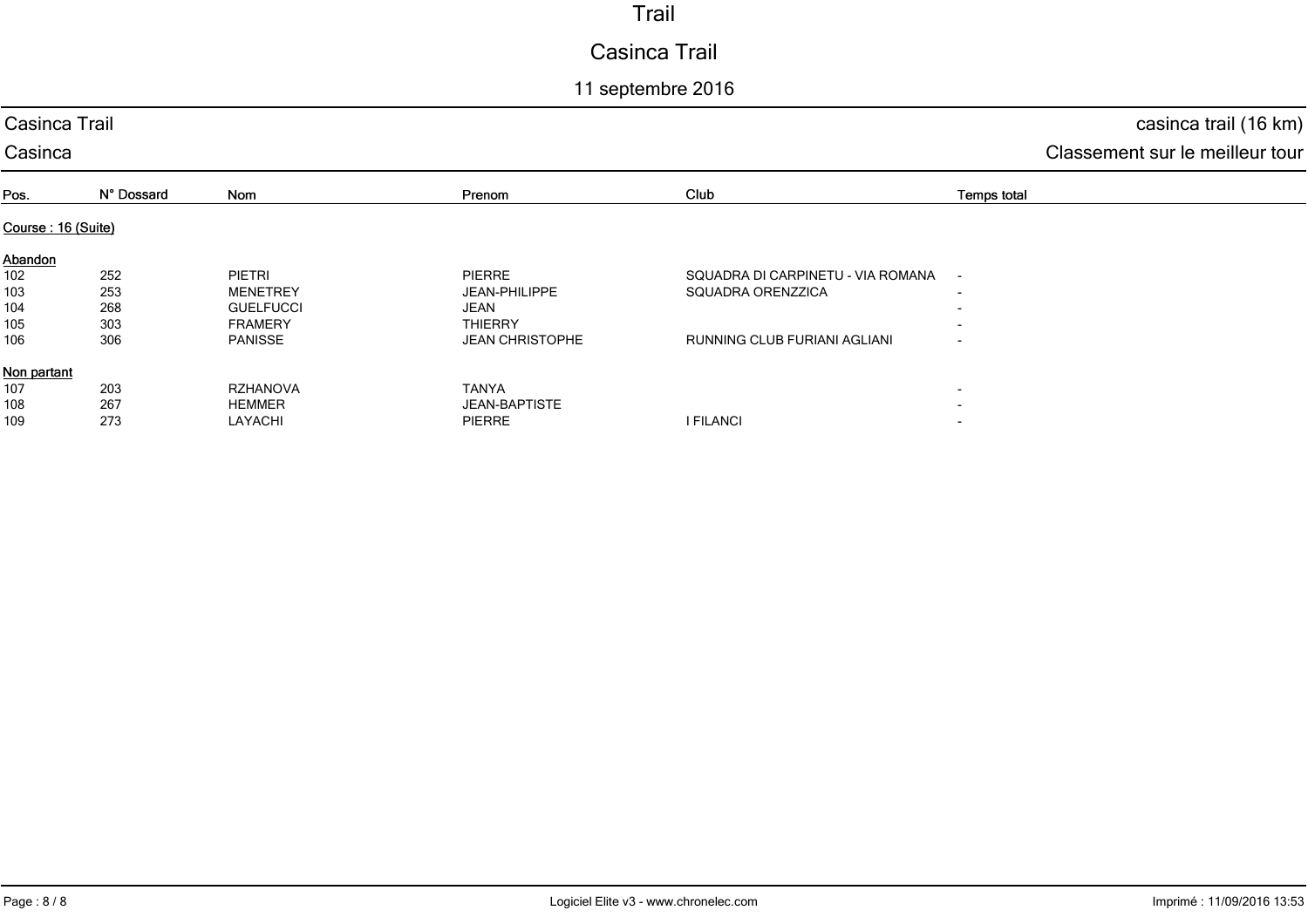# Trail

## Casinca Trail

11 septembre 2016

Casinca Trail — casinca trail (16 km)

Casinca — Classement sur le meilleur tour

| Pos. | N° Dossard | Nom | Prenom | Club | Temps total |
|---|---|---|---|---|---|
| **Course : 16 (Suite)** | | | | | |
| **Abandon** | | | | | |
| 102 | 252 | PIETRI | PIERRE | SQUADRA DI CARPINETU - VIA ROMANA | - |
| 103 | 253 | MENETREY | JEAN-PHILIPPE | SQUADRA ORENZZICA | - |
| 104 | 268 | GUELFUCCI | JEAN | | - |
| 105 | 303 | FRAMERY | THIERRY | | - |
| 106 | 306 | PANISSE | JEAN CHRISTOPHE | RUNNING CLUB FURIANI AGLIANI | - |
| **Non partant** | | | | | |
| 107 | 203 | RZHANOVA | TANYA | | - |
| 108 | 267 | HEMMER | JEAN-BAPTISTE | | - |
| 109 | 273 | LAYACHI | PIERRE | I FILANCI | - |

Logiciel Elite v3 - www.chronelec.com

Imprimé : 11/09/2016 13:53